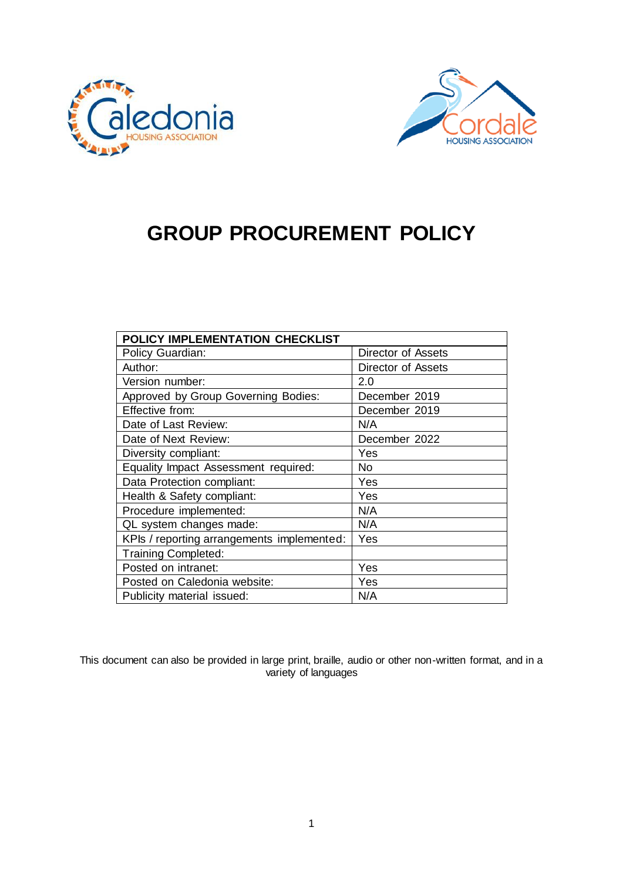# GROUP PROCUREMENT POLICY

| POLICY IMPLEMENTATION CHECKLIST | |
|---|---|
| Policy Guardian: | Director of Assets |
| Author: | Director of Assets |
| Version number: | 2.0 |
| Approved by Group Governing Bodies: | December 2019 |
| Effective from: | December 2019 |
| Date of Last Review: | N/A |
| Date of Next Review: | December 2022 |
| Diversity compliant: | Yes |
| Equality Impact Assessment required: | No |
| Data Protection compliant: | Yes |
| Health & Safety compliant: | Yes |
| Procedure implemented: | N/A |
| QL system changes made: | N/A |
| KPIs / reporting arrangements implemented: | Yes |
| Training Completed: | |
| Posted on intranet: | Yes |
| Posted on Caledonia website: | Yes |
| Publicity material issued: | N/A |

This document can also be provided in large print, braille, audio or other non-written format, and in a variety of languages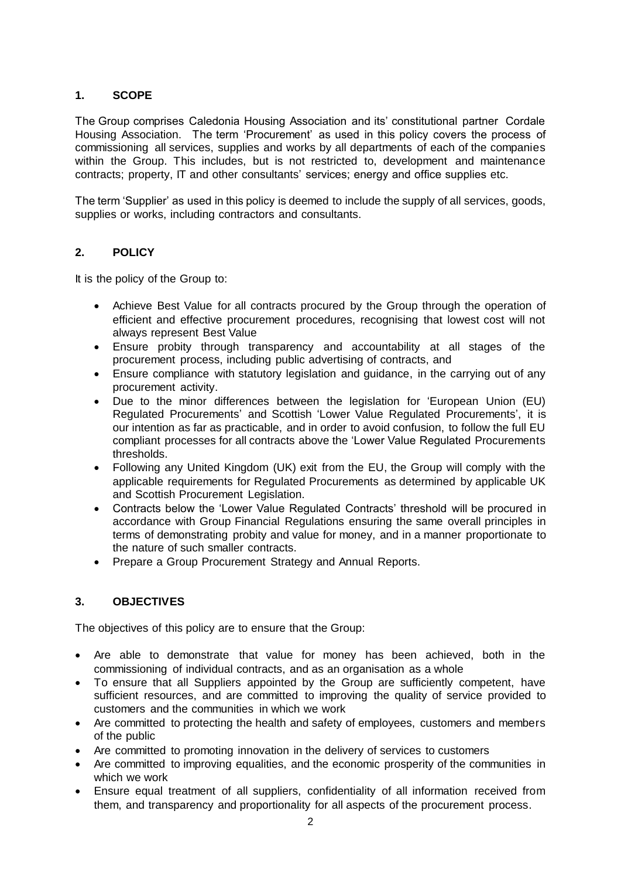## 1. SCOPE

The Group comprises Caledonia Housing Association and its' constitutional partner Cordale Housing Association. The term 'Procurement' as used in this policy covers the process of commissioning all services, supplies and works by all departments of each of the companies within the Group. This includes, but is not restricted to, development and maintenance contracts; property, IT and other consultants' services; energy and office supplies etc.

The term 'Supplier' as used in this policy is deemed to include the supply of all services, goods, supplies or works, including contractors and consultants.

## 2. POLICY

It is the policy of the Group to:

- Achieve Best Value for all contracts procured by the Group through the operation of efficient and effective procurement procedures, recognising that lowest cost will not always represent Best Value
- Ensure probity through transparency and accountability at all stages of the procurement process, including public advertising of contracts, and
- Ensure compliance with statutory legislation and guidance, in the carrying out of any procurement activity.
- Due to the minor differences between the legislation for 'European Union (EU) Regulated Procurements' and Scottish 'Lower Value Regulated Procurements', it is our intention as far as practicable, and in order to avoid confusion, to follow the full EU compliant processes for all contracts above the 'Lower Value Regulated Procurements thresholds.
- Following any United Kingdom (UK) exit from the EU, the Group will comply with the applicable requirements for Regulated Procurements as determined by applicable UK and Scottish Procurement Legislation.
- Contracts below the 'Lower Value Regulated Contracts' threshold will be procured in accordance with Group Financial Regulations ensuring the same overall principles in terms of demonstrating probity and value for money, and in a manner proportionate to the nature of such smaller contracts.
- Prepare a Group Procurement Strategy and Annual Reports.

## 3. OBJECTIVES

The objectives of this policy are to ensure that the Group:

- Are able to demonstrate that value for money has been achieved, both in the commissioning of individual contracts, and as an organisation as a whole
- To ensure that all Suppliers appointed by the Group are sufficiently competent, have sufficient resources, and are committed to improving the quality of service provided to customers and the communities in which we work
- Are committed to protecting the health and safety of employees, customers and members of the public
- Are committed to promoting innovation in the delivery of services to customers
- Are committed to improving equalities, and the economic prosperity of the communities in which we work
- Ensure equal treatment of all suppliers, confidentiality of all information received from them, and transparency and proportionality for all aspects of the procurement process.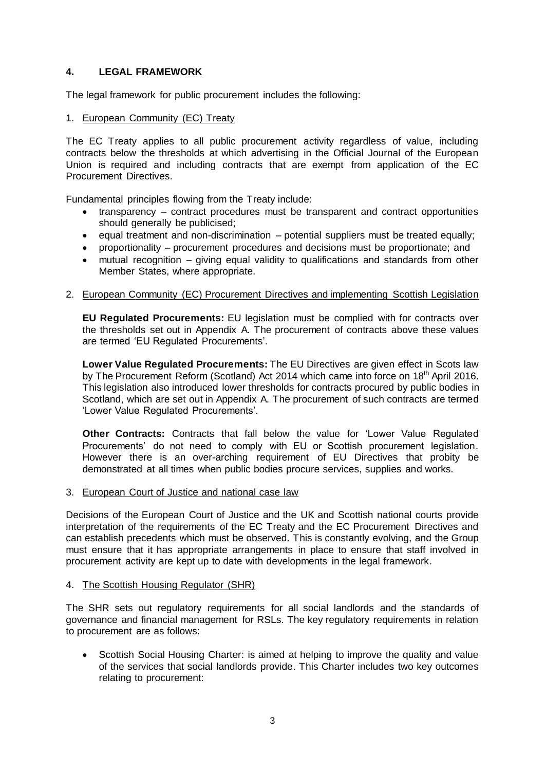## 4. LEGAL FRAMEWORK

The legal framework for public procurement includes the following:

1. European Community (EC) Treaty

The EC Treaty applies to all public procurement activity regardless of value, including contracts below the thresholds at which advertising in the Official Journal of the European Union is required and including contracts that are exempt from application of the EC Procurement Directives.

Fundamental principles flowing from the Treaty include:

- transparency – contract procedures must be transparent and contract opportunities should generally be publicised;
- equal treatment and non-discrimination – potential suppliers must be treated equally;
- proportionality – procurement procedures and decisions must be proportionate; and
- mutual recognition – giving equal validity to qualifications and standards from other Member States, where appropriate.

2. European Community (EC) Procurement Directives and implementing Scottish Legislation

**EU Regulated Procurements:** EU legislation must be complied with for contracts over the thresholds set out in Appendix A. The procurement of contracts above these values are termed 'EU Regulated Procurements'.

**Lower Value Regulated Procurements:** The EU Directives are given effect in Scots law by The Procurement Reform (Scotland) Act 2014 which came into force on 18th April 2016. This legislation also introduced lower thresholds for contracts procured by public bodies in Scotland, which are set out in Appendix A. The procurement of such contracts are termed 'Lower Value Regulated Procurements'.

**Other Contracts:** Contracts that fall below the value for 'Lower Value Regulated Procurements' do not need to comply with EU or Scottish procurement legislation. However there is an over-arching requirement of EU Directives that probity be demonstrated at all times when public bodies procure services, supplies and works.

3. European Court of Justice and national case law

Decisions of the European Court of Justice and the UK and Scottish national courts provide interpretation of the requirements of the EC Treaty and the EC Procurement Directives and can establish precedents which must be observed. This is constantly evolving, and the Group must ensure that it has appropriate arrangements in place to ensure that staff involved in procurement activity are kept up to date with developments in the legal framework.

4. The Scottish Housing Regulator (SHR)

The SHR sets out regulatory requirements for all social landlords and the standards of governance and financial management for RSLs. The key regulatory requirements in relation to procurement are as follows:

- Scottish Social Housing Charter: is aimed at helping to improve the quality and value of the services that social landlords provide. This Charter includes two key outcomes relating to procurement: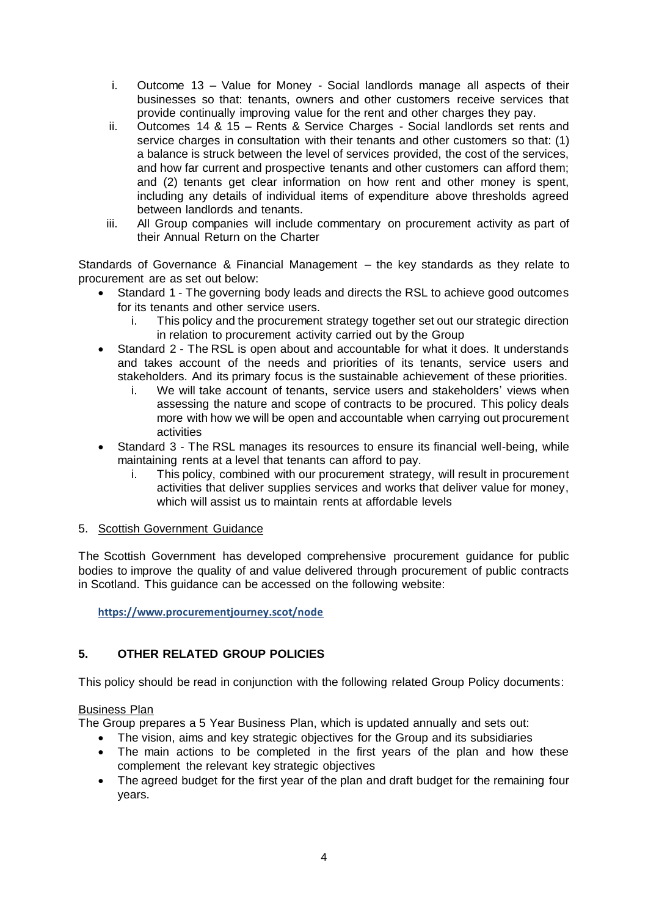i. Outcome 13 – Value for Money - Social landlords manage all aspects of their businesses so that: tenants, owners and other customers receive services that provide continually improving value for the rent and other charges they pay.
ii. Outcomes 14 & 15 – Rents & Service Charges - Social landlords set rents and service charges in consultation with their tenants and other customers so that: (1) a balance is struck between the level of services provided, the cost of the services, and how far current and prospective tenants and other customers can afford them; and (2) tenants get clear information on how rent and other money is spent, including any details of individual items of expenditure above thresholds agreed between landlords and tenants.
iii. All Group companies will include commentary on procurement activity as part of their Annual Return on the Charter

Standards of Governance & Financial Management – the key standards as they relate to procurement are as set out below:

- Standard 1 - The governing body leads and directs the RSL to achieve good outcomes for its tenants and other service users.
  i. This policy and the procurement strategy together set out our strategic direction in relation to procurement activity carried out by the Group
- Standard 2 - The RSL is open about and accountable for what it does. It understands and takes account of the needs and priorities of its tenants, service users and stakeholders. And its primary focus is the sustainable achievement of these priorities.
  i. We will take account of tenants, service users and stakeholders' views when assessing the nature and scope of contracts to be procured. This policy deals more with how we will be open and accountable when carrying out procurement activities
- Standard 3 - The RSL manages its resources to ensure its financial well-being, while maintaining rents at a level that tenants can afford to pay.
  i. This policy, combined with our procurement strategy, will result in procurement activities that deliver supplies services and works that deliver value for money, which will assist us to maintain rents at affordable levels

5. Scottish Government Guidance

The Scottish Government has developed comprehensive procurement guidance for public bodies to improve the quality of and value delivered through procurement of public contracts in Scotland. This guidance can be accessed on the following website:

**https://www.procurementjourney.scot/node**

## 5. OTHER RELATED GROUP POLICIES

This policy should be read in conjunction with the following related Group Policy documents:

Business Plan
The Group prepares a 5 Year Business Plan, which is updated annually and sets out:

- The vision, aims and key strategic objectives for the Group and its subsidiaries
- The main actions to be completed in the first years of the plan and how these complement the relevant key strategic objectives
- The agreed budget for the first year of the plan and draft budget for the remaining four years.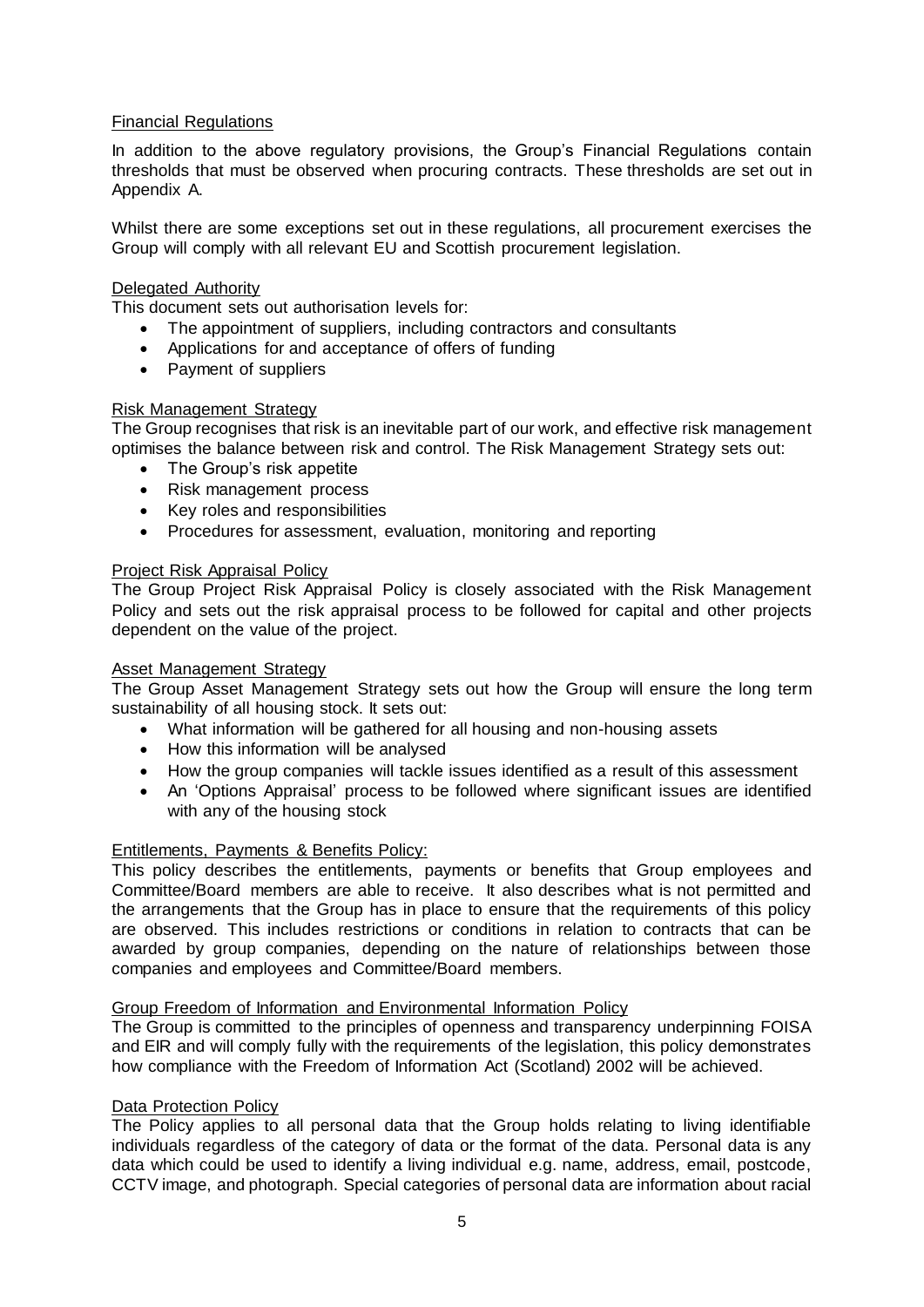### Financial Regulations

In addition to the above regulatory provisions, the Group's Financial Regulations contain thresholds that must be observed when procuring contracts. These thresholds are set out in Appendix A.

Whilst there are some exceptions set out in these regulations, all procurement exercises the Group will comply with all relevant EU and Scottish procurement legislation.

### Delegated Authority

This document sets out authorisation levels for:

- The appointment of suppliers, including contractors and consultants
- Applications for and acceptance of offers of funding
- Payment of suppliers

### Risk Management Strategy

The Group recognises that risk is an inevitable part of our work, and effective risk management optimises the balance between risk and control. The Risk Management Strategy sets out:

- The Group's risk appetite
- Risk management process
- Key roles and responsibilities
- Procedures for assessment, evaluation, monitoring and reporting

### Project Risk Appraisal Policy

The Group Project Risk Appraisal Policy is closely associated with the Risk Management Policy and sets out the risk appraisal process to be followed for capital and other projects dependent on the value of the project.

### Asset Management Strategy

The Group Asset Management Strategy sets out how the Group will ensure the long term sustainability of all housing stock. It sets out:

- What information will be gathered for all housing and non-housing assets
- How this information will be analysed
- How the group companies will tackle issues identified as a result of this assessment
- An 'Options Appraisal' process to be followed where significant issues are identified with any of the housing stock

### Entitlements, Payments & Benefits Policy:

This policy describes the entitlements, payments or benefits that Group employees and Committee/Board members are able to receive. It also describes what is not permitted and the arrangements that the Group has in place to ensure that the requirements of this policy are observed. This includes restrictions or conditions in relation to contracts that can be awarded by group companies, depending on the nature of relationships between those companies and employees and Committee/Board members.

### Group Freedom of Information and Environmental Information Policy

The Group is committed to the principles of openness and transparency underpinning FOISA and EIR and will comply fully with the requirements of the legislation, this policy demonstrates how compliance with the Freedom of Information Act (Scotland) 2002 will be achieved.

### Data Protection Policy

The Policy applies to all personal data that the Group holds relating to living identifiable individuals regardless of the category of data or the format of the data. Personal data is any data which could be used to identify a living individual e.g. name, address, email, postcode, CCTV image, and photograph. Special categories of personal data are information about racial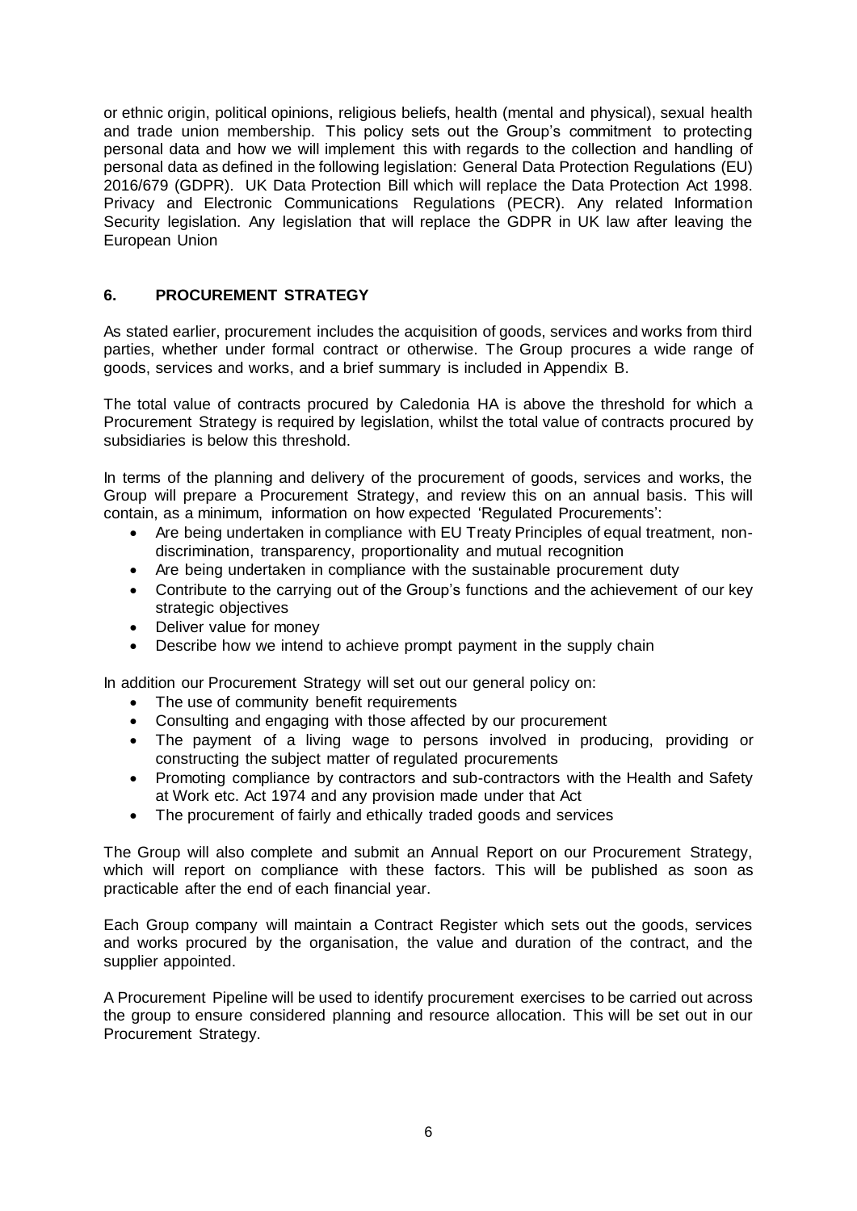or ethnic origin, political opinions, religious beliefs, health (mental and physical), sexual health and trade union membership. This policy sets out the Group's commitment to protecting personal data and how we will implement this with regards to the collection and handling of personal data as defined in the following legislation: General Data Protection Regulations (EU) 2016/679 (GDPR). UK Data Protection Bill which will replace the Data Protection Act 1998. Privacy and Electronic Communications Regulations (PECR). Any related Information Security legislation. Any legislation that will replace the GDPR in UK law after leaving the European Union

## 6. PROCUREMENT STRATEGY

As stated earlier, procurement includes the acquisition of goods, services and works from third parties, whether under formal contract or otherwise. The Group procures a wide range of goods, services and works, and a brief summary is included in Appendix B.

The total value of contracts procured by Caledonia HA is above the threshold for which a Procurement Strategy is required by legislation, whilst the total value of contracts procured by subsidiaries is below this threshold.

In terms of the planning and delivery of the procurement of goods, services and works, the Group will prepare a Procurement Strategy, and review this on an annual basis. This will contain, as a minimum, information on how expected 'Regulated Procurements':

- Are being undertaken in compliance with EU Treaty Principles of equal treatment, non-discrimination, transparency, proportionality and mutual recognition
- Are being undertaken in compliance with the sustainable procurement duty
- Contribute to the carrying out of the Group's functions and the achievement of our key strategic objectives
- Deliver value for money
- Describe how we intend to achieve prompt payment in the supply chain

In addition our Procurement Strategy will set out our general policy on:

- The use of community benefit requirements
- Consulting and engaging with those affected by our procurement
- The payment of a living wage to persons involved in producing, providing or constructing the subject matter of regulated procurements
- Promoting compliance by contractors and sub-contractors with the Health and Safety at Work etc. Act 1974 and any provision made under that Act
- The procurement of fairly and ethically traded goods and services

The Group will also complete and submit an Annual Report on our Procurement Strategy, which will report on compliance with these factors. This will be published as soon as practicable after the end of each financial year.

Each Group company will maintain a Contract Register which sets out the goods, services and works procured by the organisation, the value and duration of the contract, and the supplier appointed.

A Procurement Pipeline will be used to identify procurement exercises to be carried out across the group to ensure considered planning and resource allocation. This will be set out in our Procurement Strategy.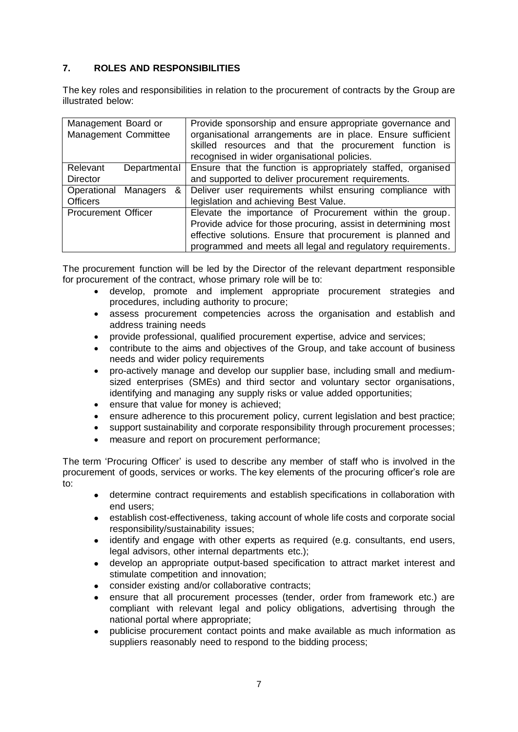## 7. ROLES AND RESPONSIBILITIES

The key roles and responsibilities in relation to the procurement of contracts by the Group are illustrated below:

| | |
|---|---|
| Management Board or Management Committee | Provide sponsorship and ensure appropriate governance and organisational arrangements are in place. Ensure sufficient skilled resources and that the procurement function is recognised in wider organisational policies. |
| Relevant Departmental Director | Ensure that the function is appropriately staffed, organised and supported to deliver procurement requirements. |
| Operational Managers & Officers | Deliver user requirements whilst ensuring compliance with legislation and achieving Best Value. |
| Procurement Officer | Elevate the importance of Procurement within the group. Provide advice for those procuring, assist in determining most effective solutions. Ensure that procurement is planned and programmed and meets all legal and regulatory requirements. |

The procurement function will be led by the Director of the relevant department responsible for procurement of the contract, whose primary role will be to:

- develop, promote and implement appropriate procurement strategies and procedures, including authority to procure;
- assess procurement competencies across the organisation and establish and address training needs
- provide professional, qualified procurement expertise, advice and services;
- contribute to the aims and objectives of the Group, and take account of business needs and wider policy requirements
- pro-actively manage and develop our supplier base, including small and medium-sized enterprises (SMEs) and third sector and voluntary sector organisations, identifying and managing any supply risks or value added opportunities;
- ensure that value for money is achieved;
- ensure adherence to this procurement policy, current legislation and best practice;
- support sustainability and corporate responsibility through procurement processes;
- measure and report on procurement performance;

The term 'Procuring Officer' is used to describe any member of staff who is involved in the procurement of goods, services or works. The key elements of the procuring officer's role are to:

- determine contract requirements and establish specifications in collaboration with end users;
- establish cost-effectiveness, taking account of whole life costs and corporate social responsibility/sustainability issues;
- identify and engage with other experts as required (e.g. consultants, end users, legal advisors, other internal departments etc.);
- develop an appropriate output-based specification to attract market interest and stimulate competition and innovation;
- consider existing and/or collaborative contracts;
- ensure that all procurement processes (tender, order from framework etc.) are compliant with relevant legal and policy obligations, advertising through the national portal where appropriate;
- publicise procurement contact points and make available as much information as suppliers reasonably need to respond to the bidding process;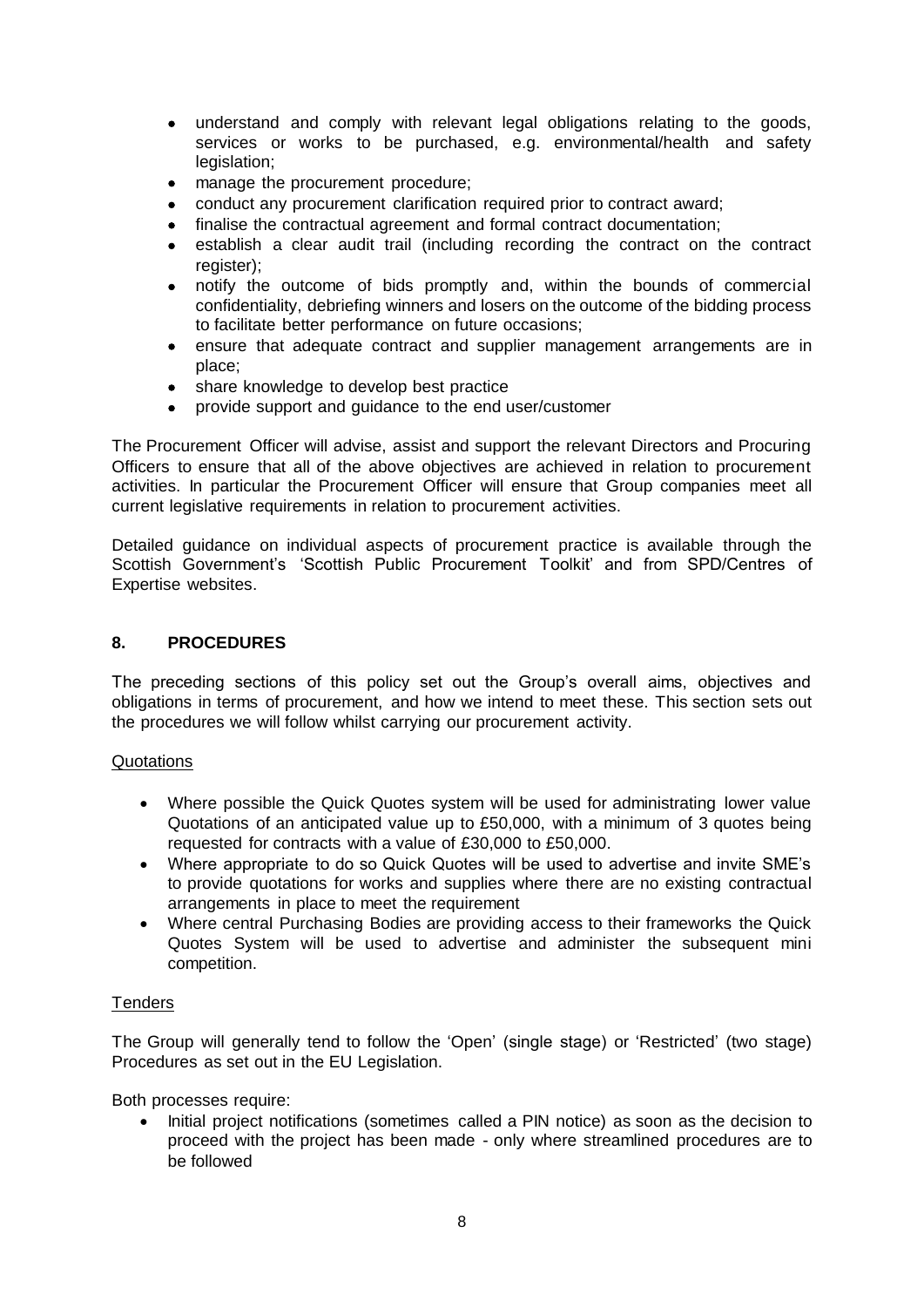- understand and comply with relevant legal obligations relating to the goods, services or works to be purchased, e.g. environmental/health and safety legislation;
- manage the procurement procedure;
- conduct any procurement clarification required prior to contract award;
- finalise the contractual agreement and formal contract documentation;
- establish a clear audit trail (including recording the contract on the contract register);
- notify the outcome of bids promptly and, within the bounds of commercial confidentiality, debriefing winners and losers on the outcome of the bidding process to facilitate better performance on future occasions;
- ensure that adequate contract and supplier management arrangements are in place;
- share knowledge to develop best practice
- provide support and guidance to the end user/customer

The Procurement Officer will advise, assist and support the relevant Directors and Procuring Officers to ensure that all of the above objectives are achieved in relation to procurement activities. In particular the Procurement Officer will ensure that Group companies meet all current legislative requirements in relation to procurement activities.

Detailed guidance on individual aspects of procurement practice is available through the Scottish Government's 'Scottish Public Procurement Toolkit' and from SPD/Centres of Expertise websites.

## 8. PROCEDURES

The preceding sections of this policy set out the Group's overall aims, objectives and obligations in terms of procurement, and how we intend to meet these. This section sets out the procedures we will follow whilst carrying our procurement activity.

Quotations

- Where possible the Quick Quotes system will be used for administrating lower value Quotations of an anticipated value up to £50,000, with a minimum of 3 quotes being requested for contracts with a value of £30,000 to £50,000.
- Where appropriate to do so Quick Quotes will be used to advertise and invite SME's to provide quotations for works and supplies where there are no existing contractual arrangements in place to meet the requirement
- Where central Purchasing Bodies are providing access to their frameworks the Quick Quotes System will be used to advertise and administer the subsequent mini competition.

Tenders

The Group will generally tend to follow the 'Open' (single stage) or 'Restricted' (two stage) Procedures as set out in the EU Legislation.

Both processes require:

- Initial project notifications (sometimes called a PIN notice) as soon as the decision to proceed with the project has been made - only where streamlined procedures are to be followed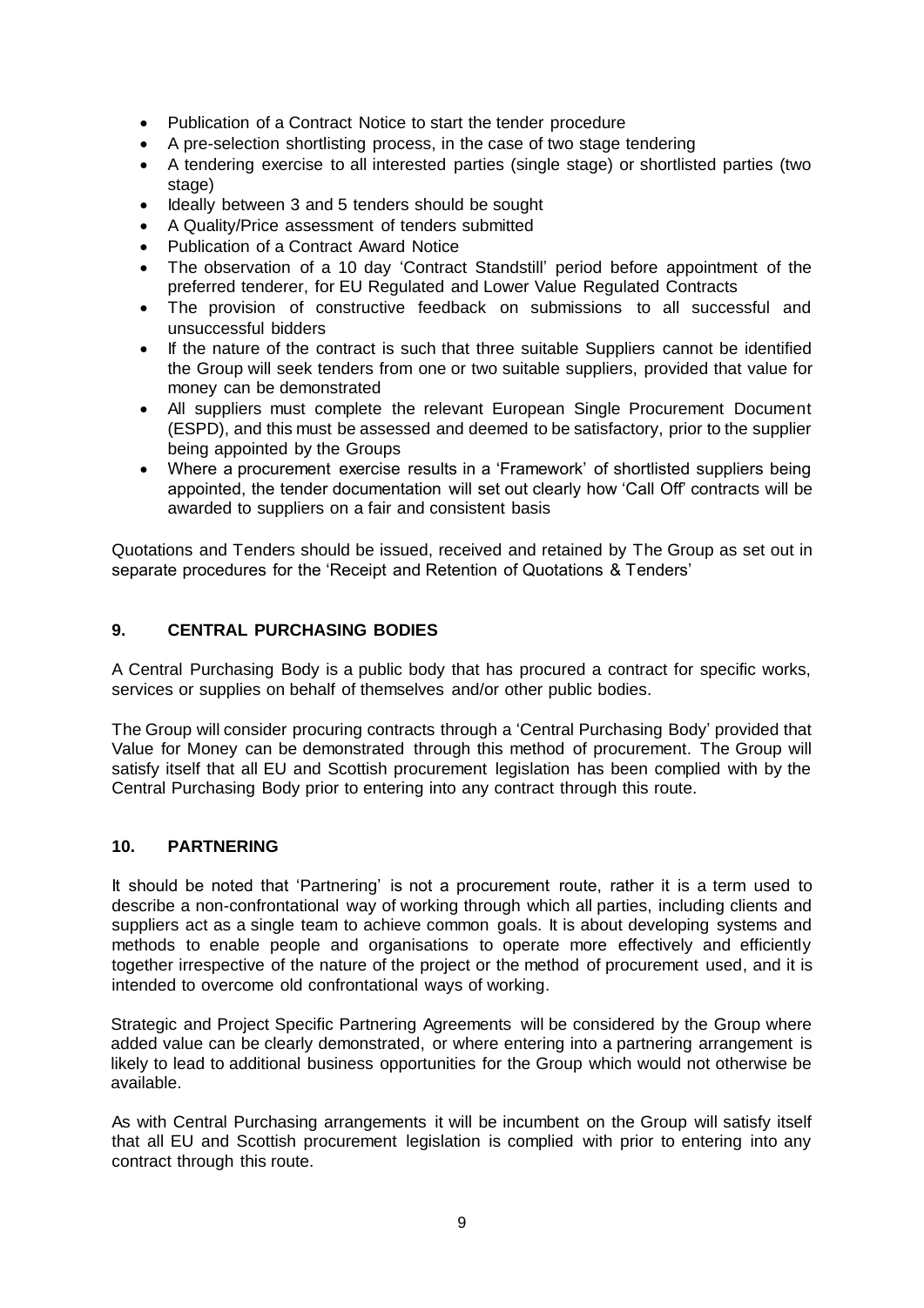- Publication of a Contract Notice to start the tender procedure
- A pre-selection shortlisting process, in the case of two stage tendering
- A tendering exercise to all interested parties (single stage) or shortlisted parties (two stage)
- Ideally between 3 and 5 tenders should be sought
- A Quality/Price assessment of tenders submitted
- Publication of a Contract Award Notice
- The observation of a 10 day 'Contract Standstill' period before appointment of the preferred tenderer, for EU Regulated and Lower Value Regulated Contracts
- The provision of constructive feedback on submissions to all successful and unsuccessful bidders
- If the nature of the contract is such that three suitable Suppliers cannot be identified the Group will seek tenders from one or two suitable suppliers, provided that value for money can be demonstrated
- All suppliers must complete the relevant European Single Procurement Document (ESPD), and this must be assessed and deemed to be satisfactory, prior to the supplier being appointed by the Groups
- Where a procurement exercise results in a 'Framework' of shortlisted suppliers being appointed, the tender documentation will set out clearly how 'Call Off' contracts will be awarded to suppliers on a fair and consistent basis

Quotations and Tenders should be issued, received and retained by The Group as set out in separate procedures for the 'Receipt and Retention of Quotations & Tenders'

## 9. CENTRAL PURCHASING BODIES

A Central Purchasing Body is a public body that has procured a contract for specific works, services or supplies on behalf of themselves and/or other public bodies.

The Group will consider procuring contracts through a 'Central Purchasing Body' provided that Value for Money can be demonstrated through this method of procurement. The Group will satisfy itself that all EU and Scottish procurement legislation has been complied with by the Central Purchasing Body prior to entering into any contract through this route.

## 10. PARTNERING

It should be noted that 'Partnering' is not a procurement route, rather it is a term used to describe a non-confrontational way of working through which all parties, including clients and suppliers act as a single team to achieve common goals. It is about developing systems and methods to enable people and organisations to operate more effectively and efficiently together irrespective of the nature of the project or the method of procurement used, and it is intended to overcome old confrontational ways of working.

Strategic and Project Specific Partnering Agreements will be considered by the Group where added value can be clearly demonstrated, or where entering into a partnering arrangement is likely to lead to additional business opportunities for the Group which would not otherwise be available.

As with Central Purchasing arrangements it will be incumbent on the Group will satisfy itself that all EU and Scottish procurement legislation is complied with prior to entering into any contract through this route.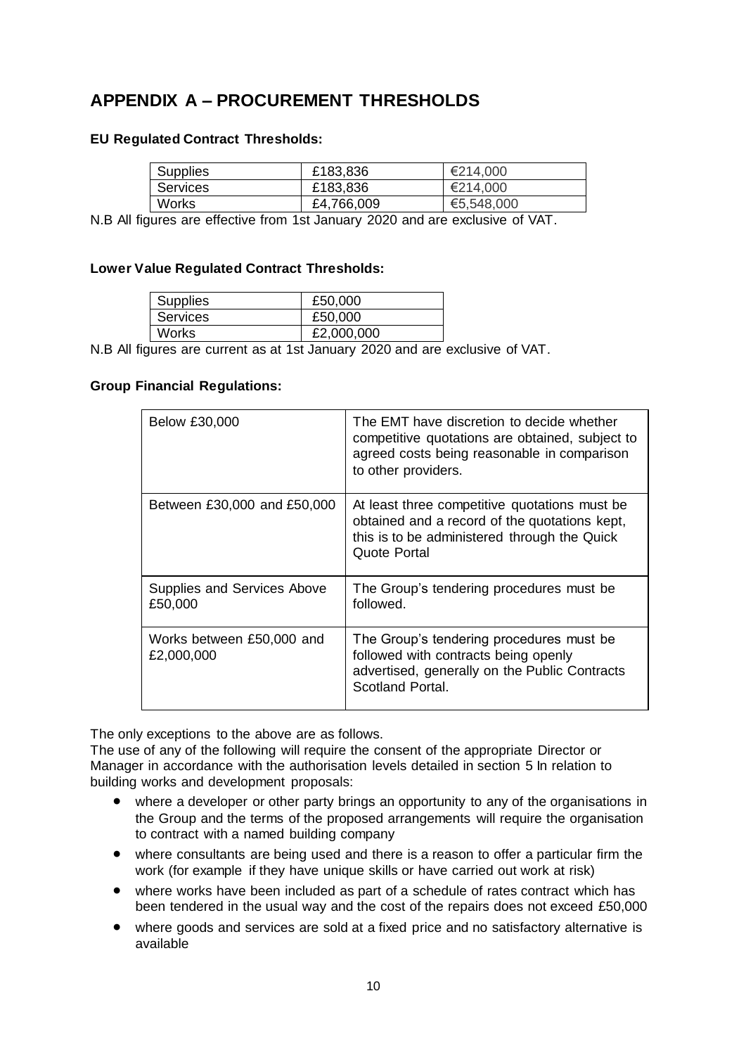# APPENDIX A – PROCUREMENT THRESHOLDS

**EU Regulated Contract Thresholds:**

| Supplies | £183,836 | €214,000 |
|---|---|---|
| Services | £183,836 | €214,000 |
| Works | £4,766,009 | €5,548,000 |

N.B All figures are effective from 1st January 2020 and are exclusive of VAT.

**Lower Value Regulated Contract Thresholds:**

| Supplies | £50,000 |
|---|---|
| Services | £50,000 |
| Works | £2,000,000 |

N.B All figures are current as at 1st January 2020 and are exclusive of VAT.

**Group Financial Regulations:**

| Below £30,000 | The EMT have discretion to decide whether competitive quotations are obtained, subject to agreed costs being reasonable in comparison to other providers. |
|---|---|
| Between £30,000 and £50,000 | At least three competitive quotations must be obtained and a record of the quotations kept, this is to be administered through the Quick Quote Portal |
| Supplies and Services Above £50,000 | The Group's tendering procedures must be followed. |
| Works between £50,000 and £2,000,000 | The Group's tendering procedures must be followed with contracts being openly advertised, generally on the Public Contracts Scotland Portal. |

The only exceptions to the above are as follows.
The use of any of the following will require the consent of the appropriate Director or Manager in accordance with the authorisation levels detailed in section 5 In relation to building works and development proposals:

- where a developer or other party brings an opportunity to any of the organisations in the Group and the terms of the proposed arrangements will require the organisation to contract with a named building company
- where consultants are being used and there is a reason to offer a particular firm the work (for example if they have unique skills or have carried out work at risk)
- where works have been included as part of a schedule of rates contract which has been tendered in the usual way and the cost of the repairs does not exceed £50,000
- where goods and services are sold at a fixed price and no satisfactory alternative is available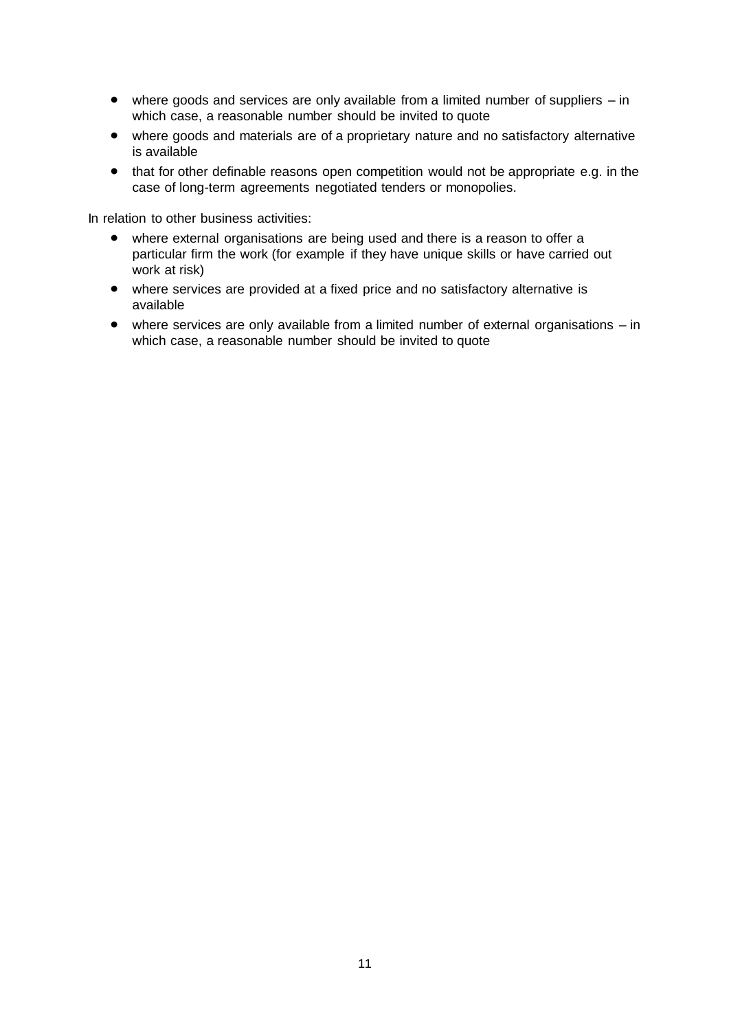- where goods and services are only available from a limited number of suppliers – in which case, a reasonable number should be invited to quote
- where goods and materials are of a proprietary nature and no satisfactory alternative is available
- that for other definable reasons open competition would not be appropriate e.g. in the case of long-term agreements negotiated tenders or monopolies.

In relation to other business activities:

- where external organisations are being used and there is a reason to offer a particular firm the work (for example if they have unique skills or have carried out work at risk)
- where services are provided at a fixed price and no satisfactory alternative is available
- where services are only available from a limited number of external organisations – in which case, a reasonable number should be invited to quote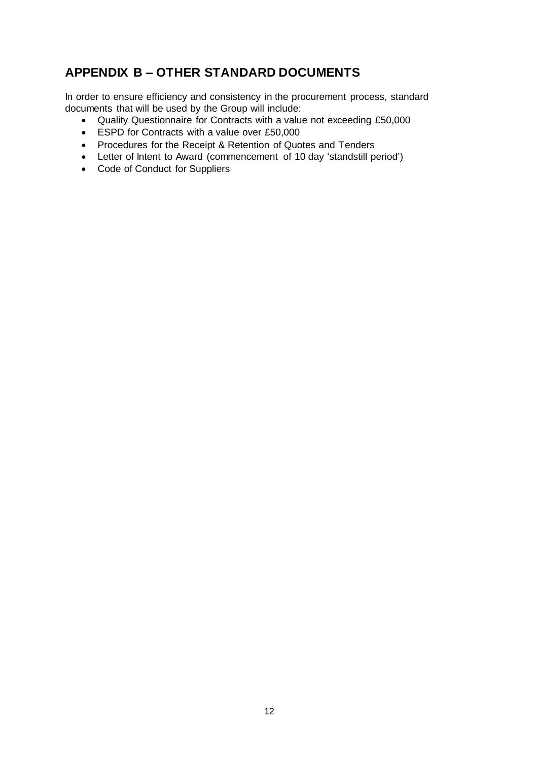## APPENDIX B – OTHER STANDARD DOCUMENTS

In order to ensure efficiency and consistency in the procurement process, standard documents that will be used by the Group will include:

- Quality Questionnaire for Contracts with a value not exceeding £50,000
- ESPD for Contracts with a value over £50,000
- Procedures for the Receipt & Retention of Quotes and Tenders
- Letter of Intent to Award (commencement of 10 day 'standstill period')
- Code of Conduct for Suppliers